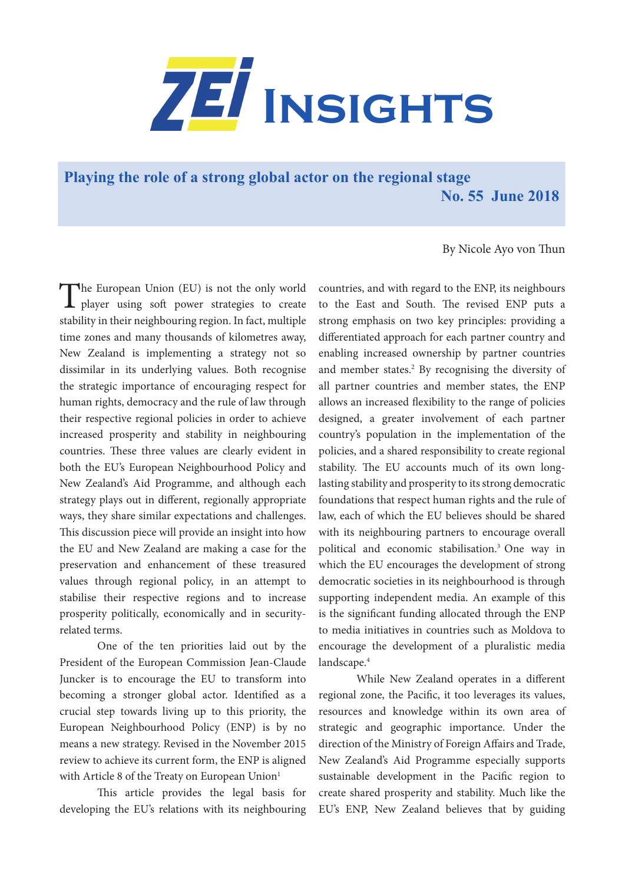# ZEI Insights

## Playing the role of a strong global actor on the regional stage

**No. 55 June 2018**

By Nicole Ayo von Thun

The European Union (EU) is not the only world player using soft power strategies to create stability in their neighbouring region. In fact, multiple time zones and many thousands of kilometres away, New Zealand is implementing a strategy not so dissimilar in its underlying values. Both recognise the strategic importance of encouraging respect for human rights, democracy and the rule of law through their respective regional policies in order to achieve increased prosperity and stability in neighbouring countries. These three values are clearly evident in both the EU's European Neighbourhood Policy and New Zealand's Aid Programme, and although each strategy plays out in different, regionally appropriate ways, they share similar expectations and challenges. This discussion piece will provide an insight into how the EU and New Zealand are making a case for the preservation and enhancement of these treasured values through regional policy, in an attempt to stabilise their respective regions and to increase prosperity politically, economically and in security-related terms.

One of the ten priorities laid out by the President of the European Commission Jean-Claude Juncker is to encourage the EU to transform into becoming a stronger global actor. Identified as a crucial step towards living up to this priority, the European Neighbourhood Policy (ENP) is by no means a new strategy. Revised in the November 2015 review to achieve its current form, the ENP is aligned with Article 8 of the Treaty on European Union[1]

This article provides the legal basis for developing the EU's relations with its neighbouring countries, and with regard to the ENP, its neighbours to the East and South. The revised ENP puts a strong emphasis on two key principles: providing a differentiated approach for each partner country and enabling increased ownership by partner countries and member states.[2] By recognising the diversity of all partner countries and member states, the ENP allows an increased flexibility to the range of policies designed, a greater involvement of each partner country's population in the implementation of the policies, and a shared responsibility to create regional stability. The EU accounts much of its own long-lasting stability and prosperity to its strong democratic foundations that respect human rights and the rule of law, each of which the EU believes should be shared with its neighbouring partners to encourage overall political and economic stabilisation.[3] One way in which the EU encourages the development of strong democratic societies in its neighbourhood is through supporting independent media. An example of this is the significant funding allocated through the ENP to media initiatives in countries such as Moldova to encourage the development of a pluralistic media landscape.[4]

While New Zealand operates in a different regional zone, the Pacific, it too leverages its values, resources and knowledge within its own area of strategic and geographic importance. Under the direction of the Ministry of Foreign Affairs and Trade, New Zealand's Aid Programme especially supports sustainable development in the Pacific region to create shared prosperity and stability. Much like the EU's ENP, New Zealand believes that by guiding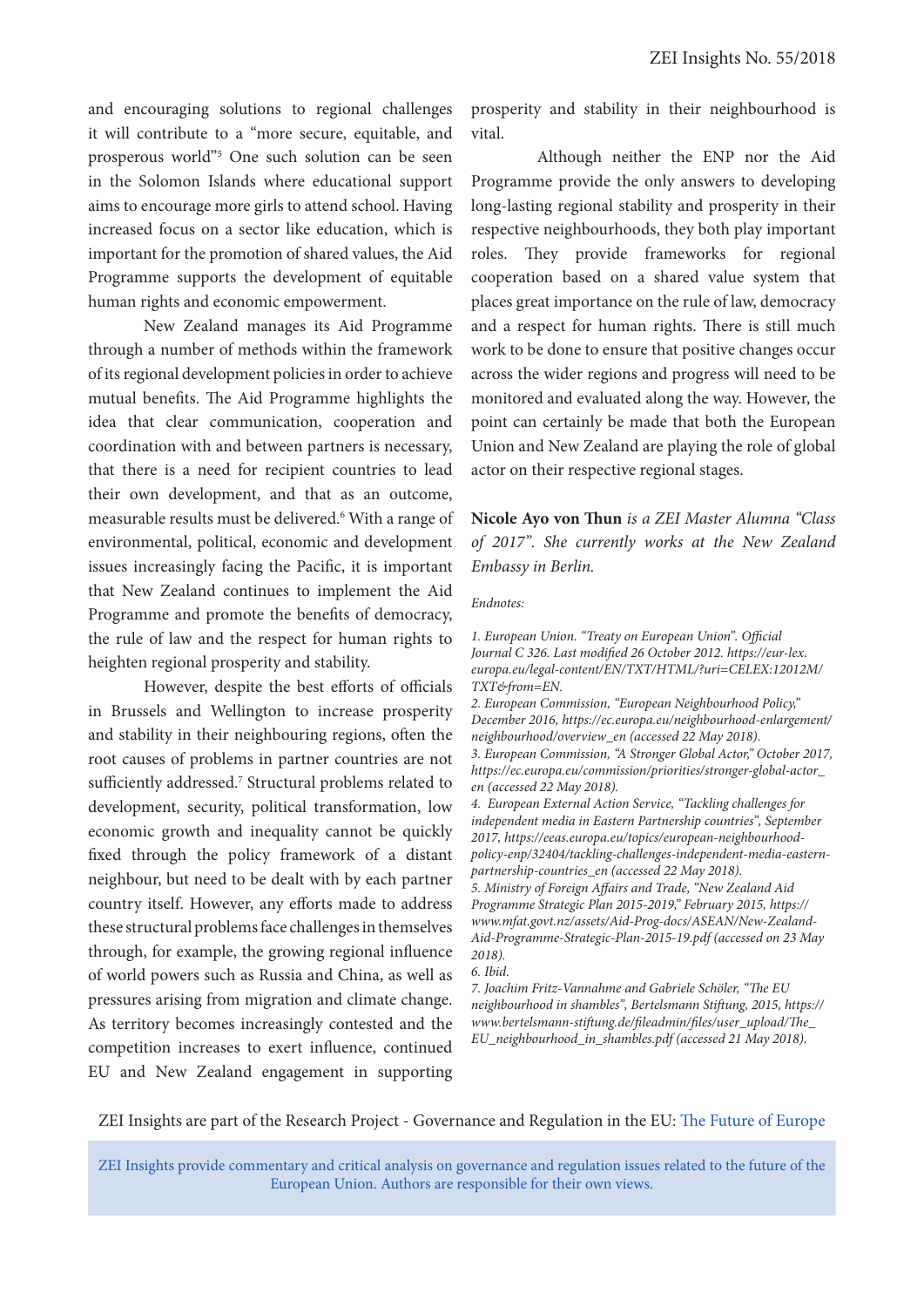and encouraging solutions to regional challenges it will contribute to a "more secure, equitable, and prosperous world"[5] One such solution can be seen in the Solomon Islands where educational support aims to encourage more girls to attend school. Having increased focus on a sector like education, which is important for the promotion of shared values, the Aid Programme supports the development of equitable human rights and economic empowerment.

New Zealand manages its Aid Programme through a number of methods within the framework of its regional development policies in order to achieve mutual benefits. The Aid Programme highlights the idea that clear communication, cooperation and coordination with and between partners is necessary, that there is a need for recipient countries to lead their own development, and that as an outcome, measurable results must be delivered.[6] With a range of environmental, political, economic and development issues increasingly facing the Pacific, it is important that New Zealand continues to implement the Aid Programme and promote the benefits of democracy, the rule of law and the respect for human rights to heighten regional prosperity and stability.

However, despite the best efforts of officials in Brussels and Wellington to increase prosperity and stability in their neighbouring regions, often the root causes of problems in partner countries are not sufficiently addressed.[7] Structural problems related to development, security, political transformation, low economic growth and inequality cannot be quickly fixed through the policy framework of a distant neighbour, but need to be dealt with by each partner country itself. However, any efforts made to address these structural problems face challenges in themselves through, for example, the growing regional influence of world powers such as Russia and China, as well as pressures arising from migration and climate change. As territory becomes increasingly contested and the competition increases to exert influence, continued EU and New Zealand engagement in supporting prosperity and stability in their neighbourhood is vital.

Although neither the ENP nor the Aid Programme provide the only answers to developing long-lasting regional stability and prosperity in their respective neighbourhoods, they both play important roles. They provide frameworks for regional cooperation based on a shared value system that places great importance on the rule of law, democracy and a respect for human rights. There is still much work to be done to ensure that positive changes occur across the wider regions and progress will need to be monitored and evaluated along the way. However, the point can certainly be made that both the European Union and New Zealand are playing the role of global actor on their respective regional stages.

**Nicole Ayo von Thun** *is a ZEI Master Alumna "Class of 2017". She currently works at the New Zealand Embassy in Berlin.*

*Endnotes:*

*1. European Union. "Treaty on European Union". Official Journal C 326. Last modified 26 October 2012. https://eur-lex.europa.eu/legal-content/EN/TXT/HTML/?uri=CELEX:12012M/TXT&from=EN.*

*2. European Commission, "European Neighbourhood Policy," December 2016, https://ec.europa.eu/neighbourhood-enlargement/neighbourhood/overview_en (accessed 22 May 2018).*

*3. European Commission, "A Stronger Global Actor," October 2017, https://ec.europa.eu/commission/priorities/stronger-global-actor_en (accessed 22 May 2018).*

*4. European External Action Service, "Tackling challenges for independent media in Eastern Partnership countries", September 2017, https://eeas.europa.eu/topics/european-neighbourhood-policy-enp/32404/tackling-challenges-independent-media-eastern-partnership-countries_en (accessed 22 May 2018).*

*5. Ministry of Foreign Affairs and Trade, "New Zealand Aid Programme Strategic Plan 2015-2019," February 2015, https://www.mfat.govt.nz/assets/Aid-Prog-docs/ASEAN/New-Zealand-Aid-Programme-Strategic-Plan-2015-19.pdf (accessed on 23 May 2018).*

*6. Ibid.*

*7. Joachim Fritz-Vannahme and Gabriele Schöler, "The EU neighbourhood in shambles", Bertelsmann Stiftung, 2015, https://www.bertelsmann-stiftung.de/fileadmin/files/user_upload/The_EU_neighbourhood_in_shambles.pdf (accessed 21 May 2018).*

ZEI Insights are part of the Research Project - Governance and Regulation in the EU: The Future of Europe

ZEI Insights provide commentary and critical analysis on governance and regulation issues related to the future of the European Union. Authors are responsible for their own views.